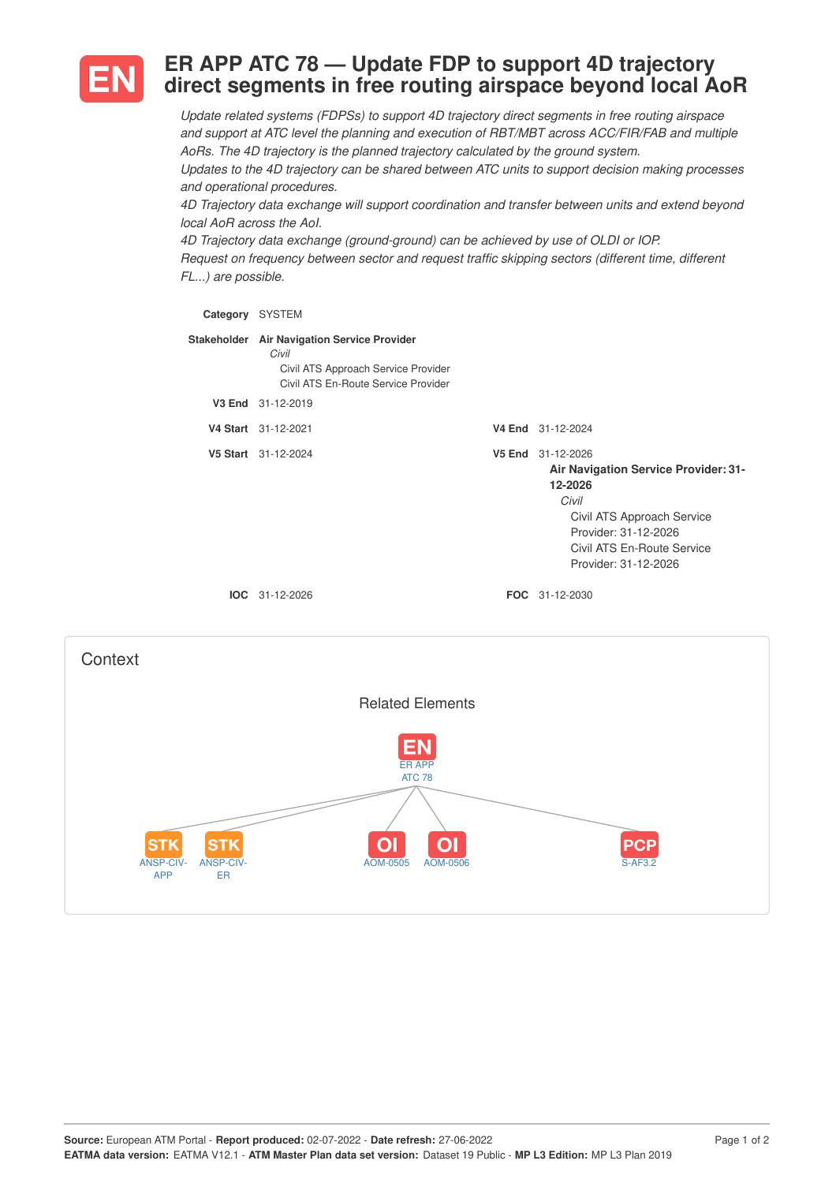# EN ER APP ATC 78 — Update FDP to support 4D trajectory direct segments in free routing airspace beyond local AoR

*Update related systems (FDPSs) to support 4D trajectory direct segments in free routing airspace and support at ATC level the planning and execution of RBT/MBT across ACC/FIR/FAB and multiple AoRs. The 4D trajectory is the planned trajectory calculated by the ground system.*
*Updates to the 4D trajectory can be shared between ATC units to support decision making processes and operational procedures.*
*4D Trajectory data exchange will support coordination and transfer between units and extend beyond local AoR across the AoI.*
*4D Trajectory data exchange (ground-ground) can be achieved by use of OLDI or IOP.*
*Request on frequency between sector and request traffic skipping sectors (different time, different FL...) are possible.*

**Category** SYSTEM

**Stakeholder** **Air Navigation Service Provider**
- *Civil*
  - Civil ATS Approach Service Provider
  - Civil ATS En-Route Service Provider

**V3 End** 31-12-2019

**V4 Start** 31-12-2021 **V4 End** 31-12-2024

**V5 Start** 31-12-2024 **V5 End** 31-12-2026

**Air Navigation Service Provider: 31-12-2026**
- *Civil*
  - Civil ATS Approach Service Provider: 31-12-2026
  - Civil ATS En-Route Service Provider: 31-12-2026

**IOC** 31-12-2026 **FOC** 31-12-2030

## Context

### Related Elements

EN ER APP ATC 78

- STK ANSP-CIV-APP
- STK ANSP-CIV-ER
- OI AOM-0505
- OI AOM-0506
- PCP S-AF3.2

**Source:** European ATM Portal - **Report produced:** 02-07-2022 - **Date refresh:** 27-06-2022
**EATMA data version:** EATMA V12.1 - **ATM Master Plan data set version:** Dataset 19 Public - **MP L3 Edition:** MP L3 Plan 2019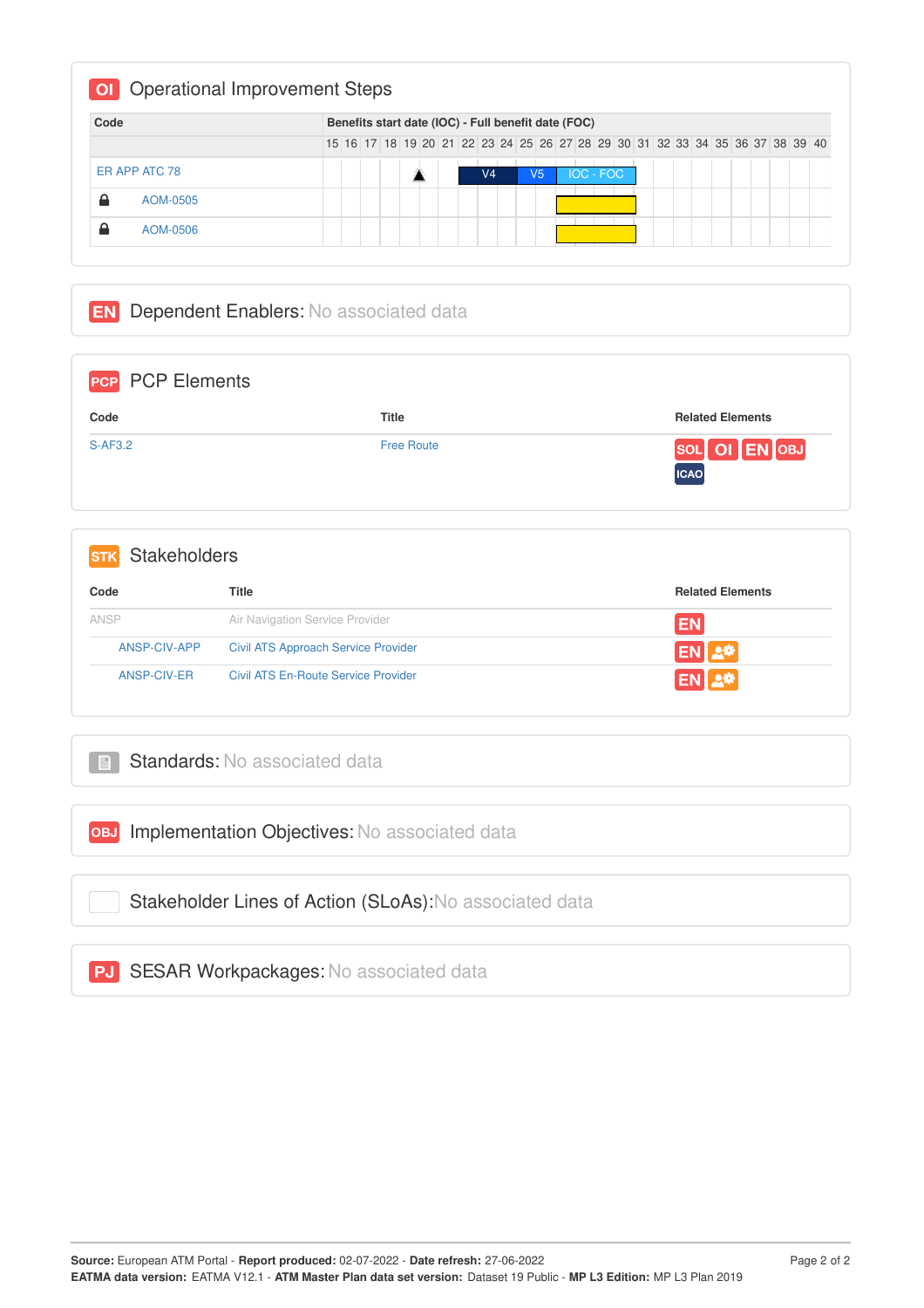## OI Operational Improvement Steps

| Code | Benefits start date (IOC) - Full benefit date (FOC) |
|---|---|
| | 15 16 17 18 19 20 21 22 23 24 25 26 27 28 29 30 31 32 33 34 35 36 37 38 39 40 |
| ER APP ATC 78 | V4 V5 IOC - FOC |
| AOM-0505 | |
| AOM-0506 | |

## EN Dependent Enablers: No associated data

## PCP PCP Elements

| Code | Title | Related Elements |
|---|---|---|
| S-AF3.2 | Free Route | SOL OI EN OBJ ICAO |

## STK Stakeholders

| Code | Title | Related Elements |
|---|---|---|
| ANSP | Air Navigation Service Provider | EN |
| ANSP-CIV-APP | Civil ATS Approach Service Provider | EN |
| ANSP-CIV-ER | Civil ATS En-Route Service Provider | EN |

## Standards: No associated data

## OBJ Implementation Objectives: No associated data

## Stakeholder Lines of Action (SLoAs): No associated data

## PJ SESAR Workpackages: No associated data

**Source:** European ATM Portal - **Report produced:** 02-07-2022 - **Date refresh:** 27-06-2022
**EATMA data version:** EATMA V12.1 - **ATM Master Plan data set version:** Dataset 19 Public - **MP L3 Edition:** MP L3 Plan 2019